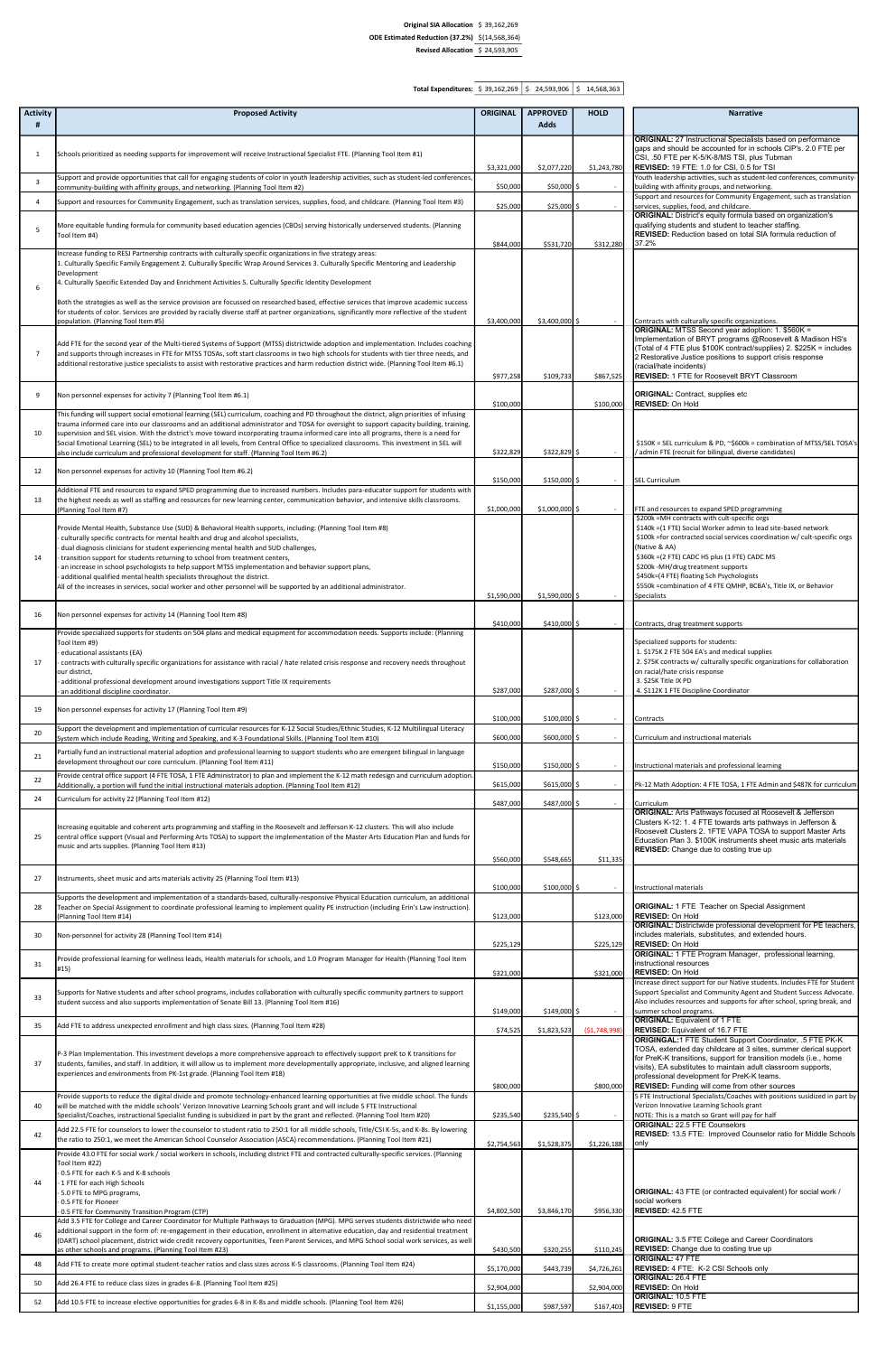| | |
|---|---|
| **Original SIA Allocation** | $ 39,162,269 |
| **ODE Estimated Reduction (37.2%)** | $(14,568,364) |
| **Revised Allocation** | $ 24,593,905 |

| | | | |
|---|---|---|---|
| **Total Expenditures:** | $ 39,162,269 | $ 24,593,906 | $ 14,568,363 |

| Activity # | Proposed Activity | ORIGINAL | APPROVED Adds | HOLD | Narrative |
|---|---|---|---|---|---|
| 1 | Schools prioritized as needing supports for improvement will receive Instructional Specialist FTE. (Planning Tool Item #1) | $3,321,000 | $2,077,220 | $1,243,780 | **ORIGINAL:** 27 Instructional Specialists based on performance gaps and should be accounted for in schools CIP's. 2.0 FTE per CSI, .50 FTE per K-5/K-8/MS TSI, plus Tubman **REVISED:** 19 FTE: 1.0 for CSI, 0.5 for TSI |
| 3 | Support and provide opportunities that call for engaging students of color in youth leadership activities, such as student-led conferences, community-building with affinity groups, and networking. (Planning Tool Item #2) | $50,000 | $50,000 | $ - | Youth leadership activities, such as student-led conferences, community-building with affinity groups, and networking. |
| 4 | Support and resources for Community Engagement, such as translation services, supplies, food, and childcare. (Planning Tool Item #3) | $25,000 | $25,000 | $ - | Support and resources for Community Engagement, such as translation services, supplies, food, and childcare. |
| 5 | More equitable funding formula for community based education agencies (CBOs) serving historically underserved students. (Planning Tool Item #4) | $844,000 | $531,720 | $312,280 | **ORIGINAL:** District's equity formula based on organization's qualifying students and student to teacher staffing. **REVISED:** Reduction based on total SIA formula reduction of 37.2% |
| 6 | Increase funding to RESJ Partnership contracts with culturally specific organizations in five strategy areas: 1. Culturally Specific Family Engagement 2. Culturally Specific Wrap Around Services 3. Culturally Specific Mentoring and Leadership Development 4. Culturally Specific Extended Day and Enrichment Activities 5. Culturally Specific Identity Development<br><br>Both the strategies as well as the service provision are focussed on researched based, effective services that improve academic success for students of color. Services are provided by racially diverse staff at partner organizations, significantly more reflective of the student population. (Planning Tool Item #5) | $3,400,000 | $3,400,000 | $ - | Contracts with culturally specific organizations. |
| 7 | Add FTE for the second year of the Multi-tiered Systems of Support (MTSS) districtwide adoption and implementation. Includes coaching and supports through increases in FTE for MTSS TOSAs, soft start classrooms in two high schools for students with tier three needs, and additional restorative justice specialists to assist with restorative practices and harm reduction district wide. (Planning Tool Item #6.1) | $977,258 | $109,733 | $867,525 | **ORIGINAL:** MTSS Second year adoption: 1. $560K = Implementation of BRYT programs @Roosevelt & Madison HS's (Total of 4 FTE plus $100K contract/supplies) 2. $225K = includes 2 Restorative Justice positions to support crisis response (racial/hate incidents) **REVISED:** 1 FTE for Roosevelt BRYT Classroom |
| 9 | Non personnel expenses for activity 7 (Planning Tool Item #6.1) | $100,000 | | $100,000 | **ORIGINAL:** Contract, supplies etc **REVISED:** On Hold |
| 10 | This funding will support social emotional learning (SEL) curriculum, coaching and PD throughout the district, align priorities of infusing trauma informed care into our classrooms and an additional administrator and TOSA for oversight to support capacity building, training, supervision and SEL vision. With the district's move toward incorporating trauma informed care into all programs, there is a need for Social Emotional Learning (SEL) to be integrated in all levels, from Central Office to specialized classrooms. This investment in SEL will also include curriculum and professional development for staff. (Planning Tool Item #6.2) | $322,829 | $322,829 | $ - | $150K = SEL curriculum & PD, ~$600k = combination of MTSS/SEL TOSA's / admin FTE (recruit for bilingual, diverse candidates) |
| 12 | Non personnel expenses for activity 10 (Planning Tool Item #6.2) | $150,000 | $150,000 | $ - | SEL Curriculum |
| 13 | Additional FTE and resources to expand SPED programming due to increased numbers. Includes para-educator support for students with the highest needs as well as staffing and resources for new learning center, communication behavior, and intensive skills classrooms. (Planning Tool Item #7) | $1,000,000 | $1,000,000 | $ - | FTE and resources to expand SPED programming |
| 14 | Provide Mental Health, Substance Use (SUD) & Behavioral Health supports, including: (Planning Tool Item #8)<br>- culturally specific contracts for mental health and drug and alcohol specialists,<br>- dual diagnosis clinicians for student experiencing mental health and SUD challenges,<br>- transition support for students returning to school from treatment centers,<br>- an increase in school psychologists to help support MTSS implementation and behavior support plans,<br>- additional qualified mental health specialists throughout the district.<br>All of the increases in services, social worker and other personnel will be supported by an additional administrator. | $1,590,000 | $1,590,000 | $ - | $200k =MH contracts with cult-specific orgs<br>$140k =(1 FTE) Social Worker admin to lead site-based network<br>$100k =for contracted social services coordination w/ cult-specific orgs (Native & AA)<br>$360k =(2 FTE) CADC HS plus (1 FTE) CADC MS<br>$200k -MH/drug treatment supports<br>$450k=(4 FTE) floating Sch Psychologists<br>$550k =combination of 4 FTE QMHP, BCBA's, Title IX, or Behavior Specialists |
| 16 | Non personnel expenses for activity 14 (Planning Tool Item #8) | $410,000 | $410,000 | $ - | Contracts, drug treatment supports |
| 17 | Provide specialized supports for students on 504 plans and medical equipment for accommodation needs. Supports include: (Planning Tool Item #9)<br>- educational assistants (EA)<br>- contracts with culturally specific organizations for assistance with racial / hate related crisis response and recovery needs throughout our district,<br>- additional professional development around investigations support Title IX requirements<br>- an additional discipline coordinator. | $287,000 | $287,000 | $ - | Specialized supports for students:<br>1. $175K 2 FTE 504 EA's and medical supplies<br>2. $75K contracts w/ culturally specific organizations for collaboration on racial/hate crisis response<br>3. $25K Title IX PD<br>4. $112K 1 FTE Discipline Coordinator |
| 19 | Non personnel expenses for activity 17 (Planning Tool Item #9) | $100,000 | $100,000 | $ - | Contracts |
| 20 | Support the development and implementation of curricular resources for K-12 Social Studies/Ethnic Studies, K-12 Multilingual Literacy System which include Reading, Writing and Speaking, and K-3 Foundational Skills. (Planning Tool Item #10) | $600,000 | $600,000 | $ - | Curriculum and instructional materials |
| 21 | Partially fund an instructional material adoption and professional learning to support students who are emergent bilingual in language development throughout our core curriculum. (Planning Tool Item #11) | $150,000 | $150,000 | $ - | Instructional materials and professional learning |
| 22 | Provide central office support (4 FTE TOSA, 1 FTE Administrator) to plan and implement the K-12 math redesign and curriculum adoption. Additionally, a portion will fund the initial instructional materials adoption. (Planning Tool Item #12) | $615,000 | $615,000 | $ - | Pk-12 Math Adoption: 4 FTE TOSA, 1 FTE Admin and $487K for curriculum |
| 24 | Curriculum for activity 22 (Planning Tool Item #12) | $487,000 | $487,000 | $ - | Curriculum |
| 25 | Increasing equitable and coherent arts programming and staffing in the Roosevelt and Jefferson K-12 clusters. This will also include central office support (Visual and Performing Arts TOSA) to support the implementation of the Master Arts Education Plan and funds for music and arts supplies. (Planning Tool Item #13) | $560,000 | $548,665 | $11,335 | **ORIGINAL:** Arts Pathways focused at Roosevelt & Jefferson Clusters K-12: 1. 4 FTE towards arts pathways in Jefferson & Roosevelt Clusters 2. 1FTE VAPA TOSA to support Master Arts Education Plan 3. $100K instruments sheet music arts materials **REVISED:** Change due to costing true up |
| 27 | Instruments, sheet music and arts materials activity 25 (Planning Tool Item #13) | $100,000 | $100,000 | $ - | Instructional materials |
| 28 | Supports the development and implementation of a standards-based, culturally-responsive Physical Education curriculum, an additional Teacher on Special Assignment to coordinate professional learning to implement quality PE instruction (including Erin's Law instruction). (Planning Tool Item #14) | $123,000 | | $123,000 | **ORIGINAL:** 1 FTE Teacher on Special Assignment **REVISED:** On Hold |
| 30 | Non-personnel for activity 28 (Planning Tool Item #14) | $225,129 | | $225,129 | **ORIGINAL:** Districtwide professional development for PE teachers, includes materials, substitutes, and extended hours. **REVISED:** On Hold |
| 31 | Provide professional learning for wellness leads, Health materials for schools, and 1.0 Program Manager for Health (Planning Tool Item #15) | $321,000 | | $321,000 | **ORIGINAL:** 1 FTE Program Manager, professional learning, instructional resources **REVISED:** On Hold |
| 33 | Supports for Native students and after school programs, includes collaboration with culturally specific community partners to support student success and also supports implementation of Senate Bill 13. (Planning Tool Item #16) | $149,000 | $149,000 | $ - | Increase direct support for our Native students. Includes FTE for Student Support Specialist and Community Agent and Student Success Advocate. Also includes resources and supports for after school, spring break, and summer school programs. |
| 35 | Add FTE to address unexpected enrollment and high class sizes. (Planning Tool Item #28) | $74,525 | $1,823,523 | ($1,748,998) | **ORIGINAL:** Equivalent of 1 FTE **REVISED:** Equivalent of 16.7 FTE |
| 37 | P-3 Plan Implementation. This investment develops a more comprehensive approach to effectively support preK to K transitions for students, families, and staff. In addition, it will allow us to implement more developmentally appropriate, inclusive, and aligned learning experiences and environments from PK-1st grade. (Planning Tool Item #18) | $800,000 | | $800,000 | **ORIGINGAL:** 1 FTE Student Support Coordinator, .5 FTE PK-K TOSA, extended day childcare at 3 sites, summer clerical support for PreK-K transitions, support for transition models (i.e., home visits), EA substitutes to maintain adult classroom supports, professional development for PreK-K teams. **REVISED:** Funding will come from other sources |
| 40 | Provide supports to reduce the digital divide and promote technology-enhanced learning opportunities at five middle school. The funds will be matched with the middle schools' Verizon Innovative Learning Schools grant and will include 5 FTE Instructional Specialist/Coaches, instructional Specialist funding is subsidized in part by the grant and reflected. (Planning Tool Item #20) | $235,540 | $235,540 | $ - | 5 FTE Instructional Specialists/Coaches with positions susidized in part by Verizon Innovative Learning Schools grant<br>NOTE: This is a match so Grant will pay for half |
| 42 | Add 22.5 FTE for counselors to lower the counselor to student ratio to 250:1 for all middle schools, Title/CSI K-5s, and K-8s. By lowering the ratio to 250:1, we meet the American School Counselor Association (ASCA) recommendations. (Planning Tool Item #21) | $2,754,563 | $1,528,375 | $1,226,188 | **ORIGINAL:** 22.5 FTE Counselors **REVISED:** 13.5 FTE: Improved Counselor ratio for Middle Schools only |
| 44 | Provide 43.0 FTE for social work / social workers in schools, including district FTE and contracted culturally-specific services. (Planning Tool Item #22)<br>- 0.5 FTE for each K-5 and K-8 schools<br>- 1 FTE for each High Schools<br>- 5.0 FTE to MPG programs,<br>- 0.5 FTE for Pioneer<br>- 0.5 FTE for Community Transition Program (CTP) | $4,802,500 | $3,846,170 | $956,330 | **ORIGINAL:** 43 FTE (or contracted equivalent) for social work / social workers **REVISED:** 42.5 FTE |
| 46 | Add 3.5 FTE for College and Career Coordinator for Multiple Pathways to Graduation (MPG). MPG serves students districtwide who need additional support in the form of: re-engagement in their education, enrollment in alternative education, day and residential treatment (DART) school placement, district wide credit recovery opportunities, Teen Parent Services, and MPG School social work services, as well as other schools and programs. (Planning Tool Item #23) | $430,500 | $320,255 | $110,245 | **ORIGINAL:** 3.5 FTE College and Career Coordinators **REVISED:** Change due to costing true up |
| 48 | Add FTE to create more optimal student-teacher ratios and class sizes across K-5 classrooms. (Planning Tool Item #24) | $5,170,000 | $443,739 | $4,726,261 | **ORIGINAL:** 47 FTE **REVISED:** 4 FTE: K-2 CSI Schools only |
| 50 | Add 26.4 FTE to reduce class sizes in grades 6-8. (Planning Tool Item #25) | $2,904,000 | | $2,904,000 | **ORIGINAL:** 26.4 FTE **REVISED:** On Hold |
| 52 | Add 10.5 FTE to increase elective opportunities for grades 6-8 in K-8s and middle schools. (Planning Tool Item #26) | $1,155,000 | $987,597 | $167,403 | **ORIGINAL:** 10.5 FTE **REVISED:** 9 FTE |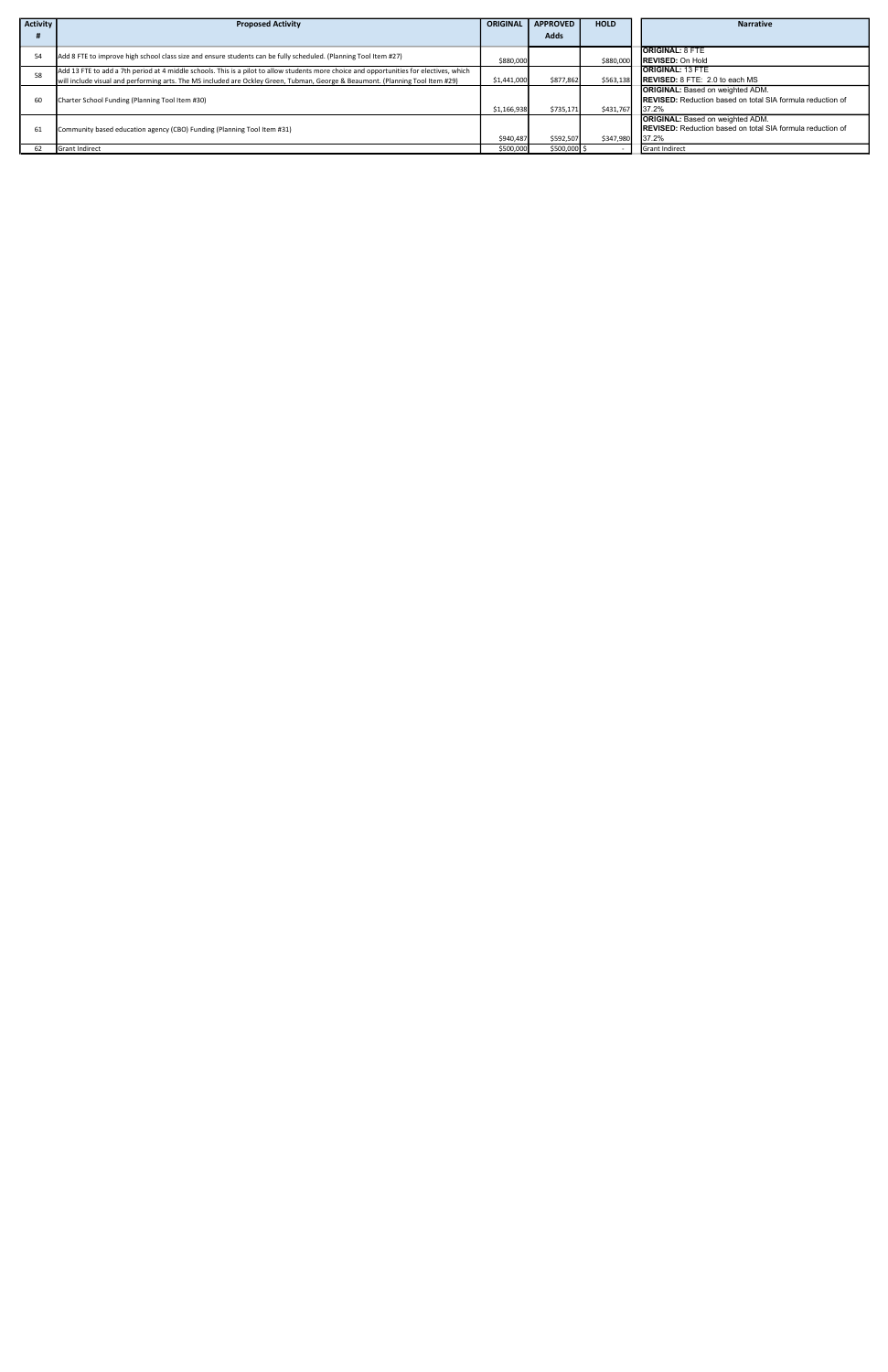| Activity # | Proposed Activity | ORIGINAL | APPROVED Adds | HOLD | Narrative |
|---|---|---|---|---|---|
| 54 | Add 8 FTE to improve high school class size and ensure students can be fully scheduled. (Planning Tool Item #27) | $880,000 | | $880,000 | **ORIGINAL:** 8 FTE<br>**REVISED:** On Hold |
| 58 | Add 13 FTE to add a 7th period at 4 middle schools. This is a pilot to allow students more choice and opportunities for electives, which will include visual and performing arts. The MS included are Ockley Green, Tubman, George & Beaumont. (Planning Tool Item #29) | $1,441,000 | $877,862 | $563,138 | **ORIGINAL:** 13 FTE<br>**REVISED:** 8 FTE: 2.0 to each MS |
| 60 | Charter School Funding (Planning Tool Item #30) | $1,166,938 | $735,171 | $431,767 | **ORIGINAL:** Based on weighted ADM.<br>**REVISED:** Reduction based on total SIA formula reduction of 37.2% |
| 61 | Community based education agency (CBO) Funding (Planning Tool Item #31) | $940,487 | $592,507 | $347,980 | **ORIGINAL:** Based on weighted ADM.<br>**REVISED:** Reduction based on total SIA formula reduction of 37.2% |
| 62 | Grant Indirect | $500,000 | $500,000 | $ - | Grant Indirect |